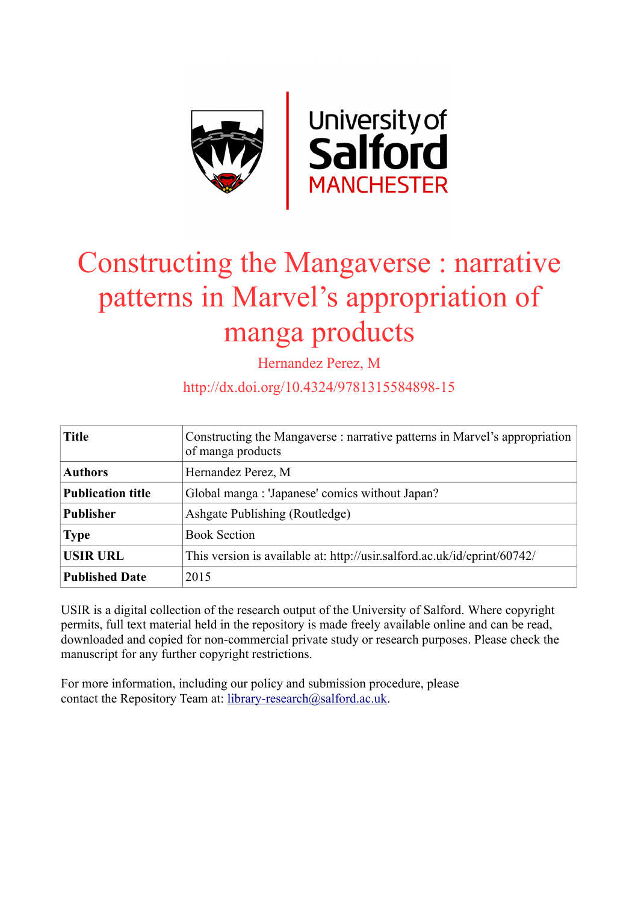# Constructing the Mangaverse : narrative patterns in Marvel's appropriation of manga products

Hernandez Perez, M

http://dx.doi.org/10.4324/9781315584898-15

| **Title** | Constructing the Mangaverse : narrative patterns in Marvel's appropriation of manga products |
|---|---|
| **Authors** | Hernandez Perez, M |
| **Publication title** | Global manga : 'Japanese' comics without Japan? |
| **Publisher** | Ashgate Publishing (Routledge) |
| **Type** | Book Section |
| **USIR URL** | This version is available at: http://usir.salford.ac.uk/id/eprint/60742/ |
| **Published Date** | 2015 |

USIR is a digital collection of the research output of the University of Salford. Where copyright permits, full text material held in the repository is made freely available online and can be read, downloaded and copied for non-commercial private study or research purposes. Please check the manuscript for any further copyright restrictions.

For more information, including our policy and submission procedure, please contact the Repository Team at: library-research@salford.ac.uk.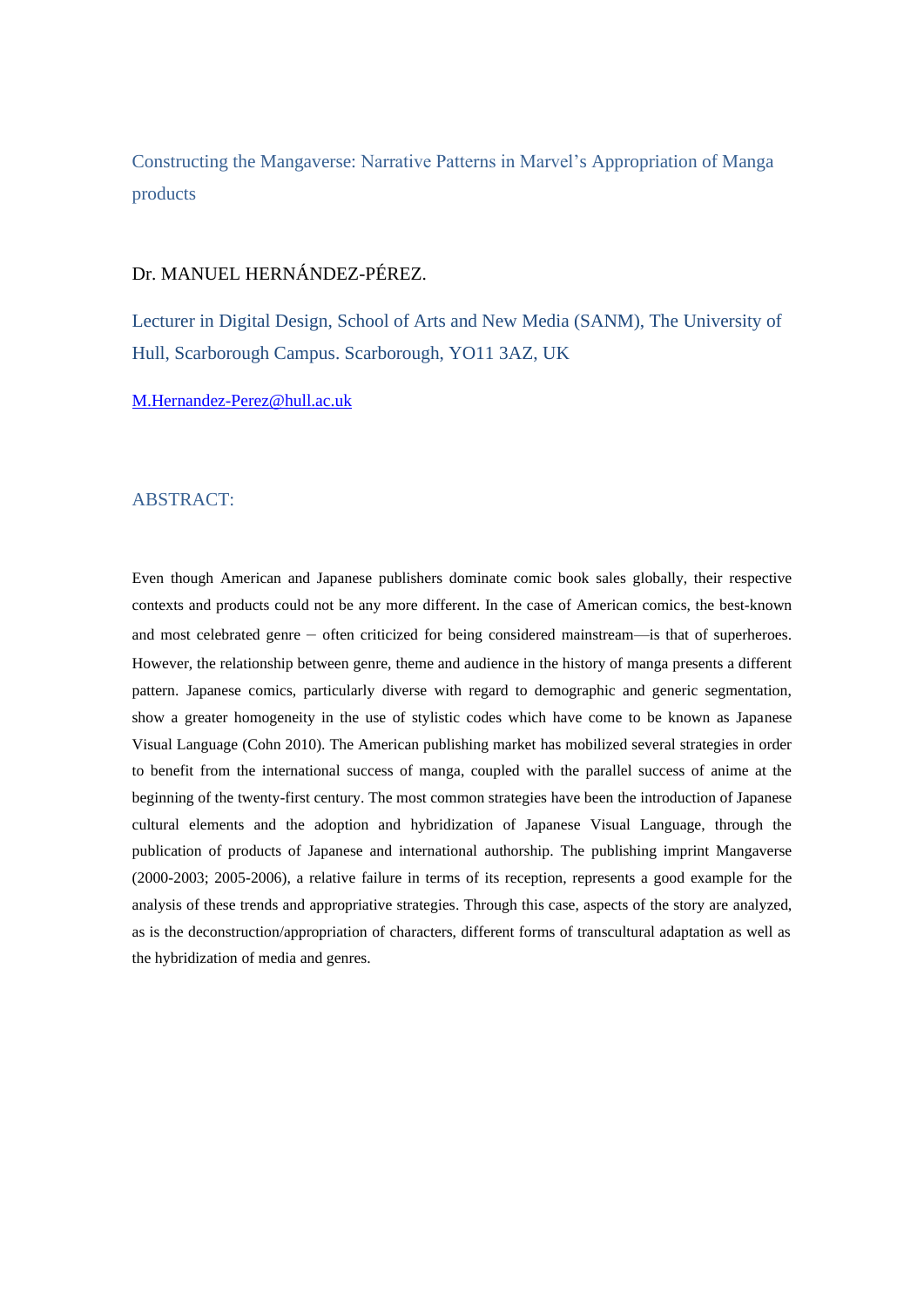# Constructing the Mangaverse: Narrative Patterns in Marvel's Appropriation of Manga products

Dr. MANUEL HERNÁNDEZ-PÉREZ.

Lecturer in Digital Design, School of Arts and New Media (SANM), The University of Hull, Scarborough Campus. Scarborough, YO11 3AZ, UK

M.Hernandez-Perez@hull.ac.uk

## ABSTRACT:

Even though American and Japanese publishers dominate comic book sales globally, their respective contexts and products could not be any more different. In the case of American comics, the best-known and most celebrated genre – often criticized for being considered mainstream—is that of superheroes. However, the relationship between genre, theme and audience in the history of manga presents a different pattern. Japanese comics, particularly diverse with regard to demographic and generic segmentation, show a greater homogeneity in the use of stylistic codes which have come to be known as Japanese Visual Language (Cohn 2010). The American publishing market has mobilized several strategies in order to benefit from the international success of manga, coupled with the parallel success of anime at the beginning of the twenty-first century. The most common strategies have been the introduction of Japanese cultural elements and the adoption and hybridization of Japanese Visual Language, through the publication of products of Japanese and international authorship. The publishing imprint Mangaverse (2000-2003; 2005-2006), a relative failure in terms of its reception, represents a good example for the analysis of these trends and appropriative strategies. Through this case, aspects of the story are analyzed, as is the deconstruction/appropriation of characters, different forms of transcultural adaptation as well as the hybridization of media and genres.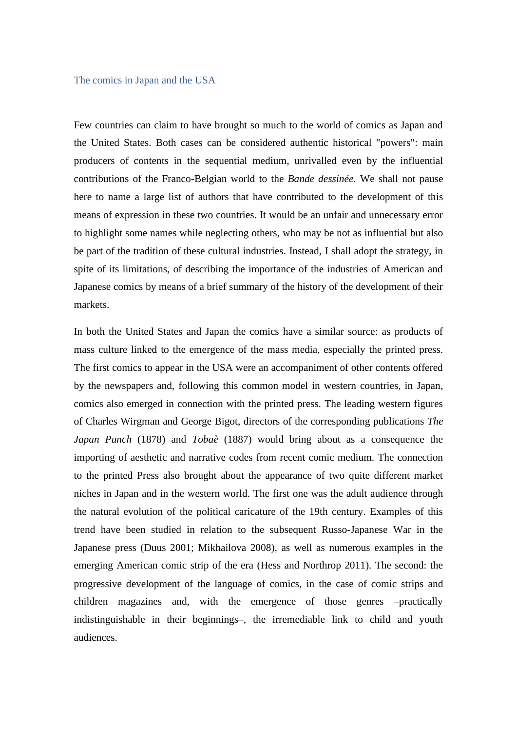## The comics in Japan and the USA

Few countries can claim to have brought so much to the world of comics as Japan and the United States. Both cases can be considered authentic historical "powers": main producers of contents in the sequential medium, unrivalled even by the influential contributions of the Franco-Belgian world to the *Bande dessinée.* We shall not pause here to name a large list of authors that have contributed to the development of this means of expression in these two countries. It would be an unfair and unnecessary error to highlight some names while neglecting others, who may be not as influential but also be part of the tradition of these cultural industries. Instead, I shall adopt the strategy, in spite of its limitations, of describing the importance of the industries of American and Japanese comics by means of a brief summary of the history of the development of their markets.

In both the United States and Japan the comics have a similar source: as products of mass culture linked to the emergence of the mass media, especially the printed press. The first comics to appear in the USA were an accompaniment of other contents offered by the newspapers and, following this common model in western countries, in Japan, comics also emerged in connection with the printed press. The leading western figures of Charles Wirgman and George Bigot, directors of the corresponding publications *The Japan Punch* (1878) and *Tobaè* (1887) would bring about as a consequence the importing of aesthetic and narrative codes from recent comic medium. The connection to the printed Press also brought about the appearance of two quite different market niches in Japan and in the western world. The first one was the adult audience through the natural evolution of the political caricature of the 19th century. Examples of this trend have been studied in relation to the subsequent Russo-Japanese War in the Japanese press (Duus 2001; Mikhailova 2008), as well as numerous examples in the emerging American comic strip of the era (Hess and Northrop 2011). The second: the progressive development of the language of comics, in the case of comic strips and children magazines and, with the emergence of those genres –practically indistinguishable in their beginnings–, the irremediable link to child and youth audiences.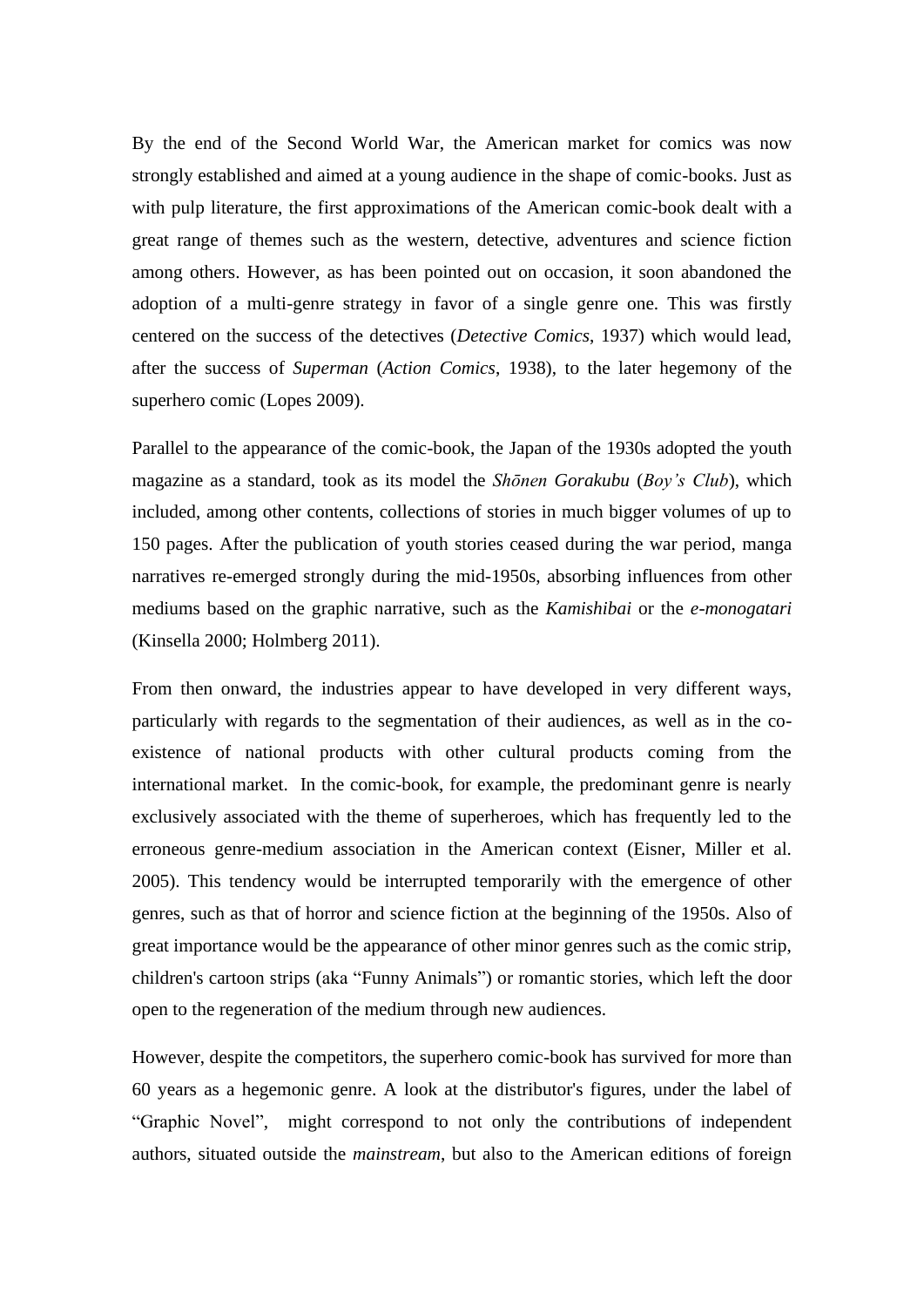By the end of the Second World War, the American market for comics was now strongly established and aimed at a young audience in the shape of comic-books. Just as with pulp literature, the first approximations of the American comic-book dealt with a great range of themes such as the western, detective, adventures and science fiction among others. However, as has been pointed out on occasion, it soon abandoned the adoption of a multi-genre strategy in favor of a single genre one. This was firstly centered on the success of the detectives (*Detective Comics*, 1937) which would lead, after the success of *Superman* (*Action Comics*, 1938), to the later hegemony of the superhero comic (Lopes 2009).

Parallel to the appearance of the comic-book, the Japan of the 1930s adopted the youth magazine as a standard, took as its model the *Shōnen Gorakubu* (*Boy's Club*), which included, among other contents, collections of stories in much bigger volumes of up to 150 pages. After the publication of youth stories ceased during the war period, manga narratives re-emerged strongly during the mid-1950s, absorbing influences from other mediums based on the graphic narrative, such as the *Kamishibai* or the *e-monogatari* (Kinsella 2000; Holmberg 2011).

From then onward, the industries appear to have developed in very different ways, particularly with regards to the segmentation of their audiences, as well as in the co-existence of national products with other cultural products coming from the international market. In the comic-book, for example, the predominant genre is nearly exclusively associated with the theme of superheroes, which has frequently led to the erroneous genre-medium association in the American context (Eisner, Miller et al. 2005). This tendency would be interrupted temporarily with the emergence of other genres, such as that of horror and science fiction at the beginning of the 1950s. Also of great importance would be the appearance of other minor genres such as the comic strip, children's cartoon strips (aka "Funny Animals") or romantic stories, which left the door open to the regeneration of the medium through new audiences.

However, despite the competitors, the superhero comic-book has survived for more than 60 years as a hegemonic genre. A look at the distributor's figures, under the label of "Graphic Novel", might correspond to not only the contributions of independent authors, situated outside the *mainstream*, but also to the American editions of foreign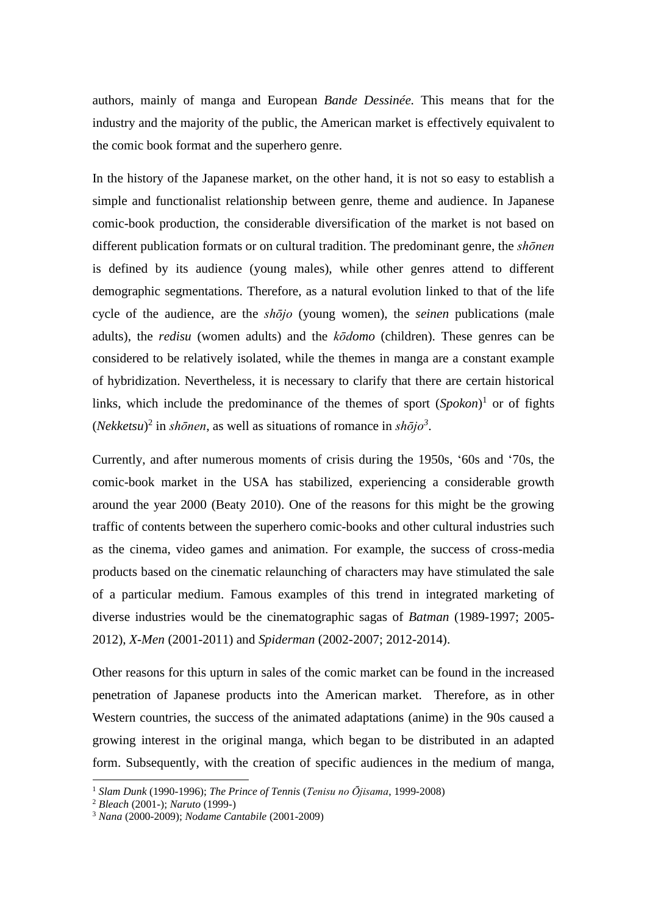authors, mainly of manga and European *Bande Dessinée.* This means that for the industry and the majority of the public, the American market is effectively equivalent to the comic book format and the superhero genre.

In the history of the Japanese market, on the other hand, it is not so easy to establish a simple and functionalist relationship between genre, theme and audience. In Japanese comic-book production, the considerable diversification of the market is not based on different publication formats or on cultural tradition. The predominant genre, the *shōnen* is defined by its audience (young males), while other genres attend to different demographic segmentations. Therefore, as a natural evolution linked to that of the life cycle of the audience, are the *shōjo* (young women), the *seinen* publications (male adults), the *redisu* (women adults) and the *kōdomo* (children). These genres can be considered to be relatively isolated, while the themes in manga are a constant example of hybridization. Nevertheless, it is necessary to clarify that there are certain historical links, which include the predominance of the themes of sport (*Spokon*)[1] or of fights (*Nekketsu*)[2] in *shōnen*, as well as situations of romance in *shōjo*[3].

Currently, and after numerous moments of crisis during the 1950s, '60s and '70s, the comic-book market in the USA has stabilized, experiencing a considerable growth around the year 2000 (Beaty 2010). One of the reasons for this might be the growing traffic of contents between the superhero comic-books and other cultural industries such as the cinema, video games and animation. For example, the success of cross-media products based on the cinematic relaunching of characters may have stimulated the sale of a particular medium. Famous examples of this trend in integrated marketing of diverse industries would be the cinematographic sagas of *Batman* (1989-1997; 2005-2012), *X-Men* (2001-2011) and *Spiderman* (2002-2007; 2012-2014).

Other reasons for this upturn in sales of the comic market can be found in the increased penetration of Japanese products into the American market. Therefore, as in other Western countries, the success of the animated adaptations (anime) in the 90s caused a growing interest in the original manga, which began to be distributed in an adapted form. Subsequently, with the creation of specific audiences in the medium of manga,

---

[1] *Slam Dunk* (1990-1996); *The Prince of Tennis* (*Tenisu no Ōjisama*, 1999-2008)

[2] *Bleach* (2001-); *Naruto* (1999-)

[3] *Nana* (2000-2009); *Nodame Cantabile* (2001-2009)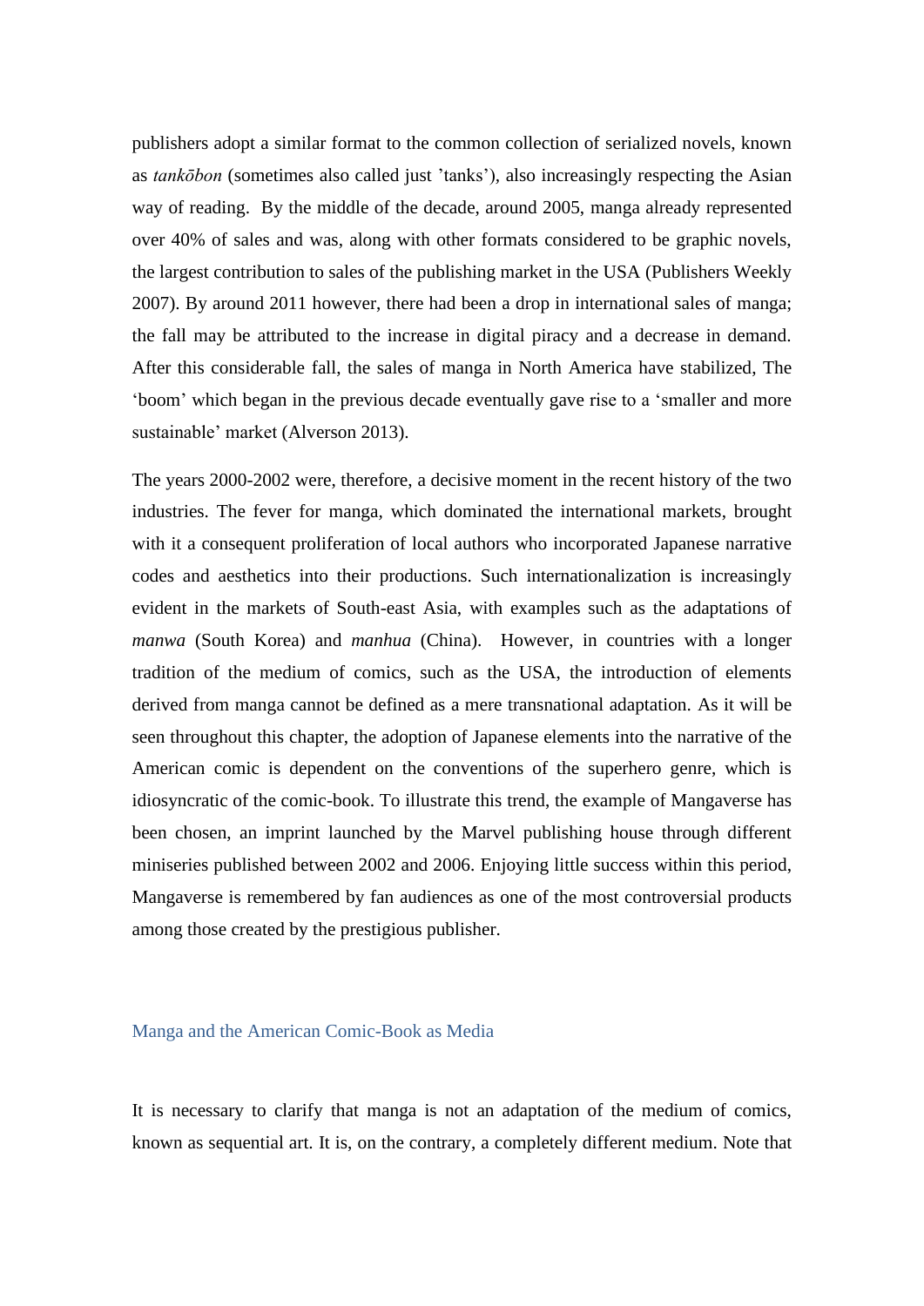publishers adopt a similar format to the common collection of serialized novels, known as *tankōbon* (sometimes also called just 'tanks'), also increasingly respecting the Asian way of reading. By the middle of the decade, around 2005, manga already represented over 40% of sales and was, along with other formats considered to be graphic novels, the largest contribution to sales of the publishing market in the USA (Publishers Weekly 2007). By around 2011 however, there had been a drop in international sales of manga; the fall may be attributed to the increase in digital piracy and a decrease in demand. After this considerable fall, the sales of manga in North America have stabilized, The 'boom' which began in the previous decade eventually gave rise to a 'smaller and more sustainable' market (Alverson 2013).

The years 2000-2002 were, therefore, a decisive moment in the recent history of the two industries. The fever for manga, which dominated the international markets, brought with it a consequent proliferation of local authors who incorporated Japanese narrative codes and aesthetics into their productions. Such internationalization is increasingly evident in the markets of South-east Asia, with examples such as the adaptations of *manwa* (South Korea) and *manhua* (China). However, in countries with a longer tradition of the medium of comics, such as the USA, the introduction of elements derived from manga cannot be defined as a mere transnational adaptation. As it will be seen throughout this chapter, the adoption of Japanese elements into the narrative of the American comic is dependent on the conventions of the superhero genre, which is idiosyncratic of the comic-book. To illustrate this trend, the example of Mangaverse has been chosen, an imprint launched by the Marvel publishing house through different miniseries published between 2002 and 2006. Enjoying little success within this period, Mangaverse is remembered by fan audiences as one of the most controversial products among those created by the prestigious publisher.

## Manga and the American Comic-Book as Media

It is necessary to clarify that manga is not an adaptation of the medium of comics, known as sequential art. It is, on the contrary, a completely different medium. Note that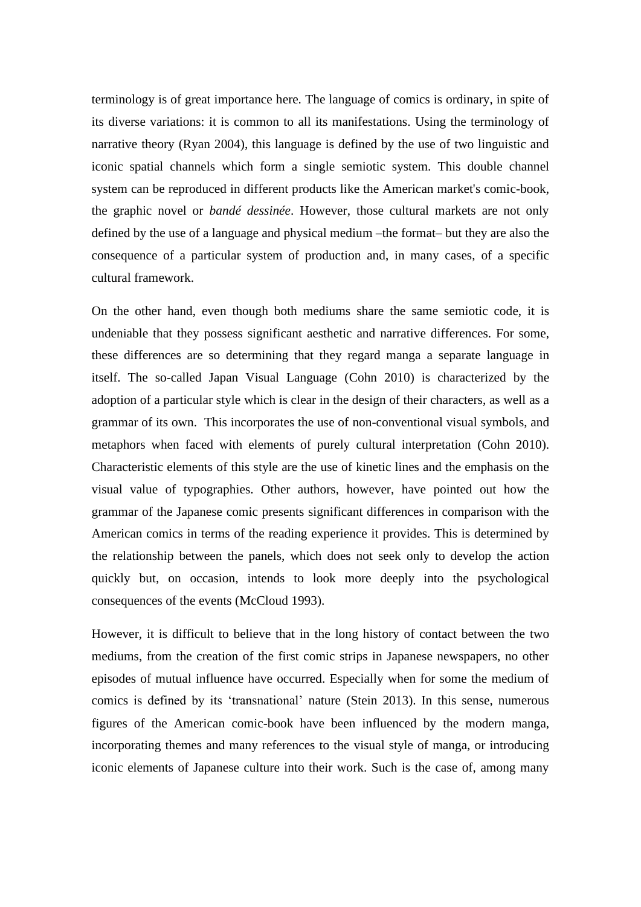terminology is of great importance here. The language of comics is ordinary, in spite of its diverse variations: it is common to all its manifestations. Using the terminology of narrative theory (Ryan 2004), this language is defined by the use of two linguistic and iconic spatial channels which form a single semiotic system. This double channel system can be reproduced in different products like the American market's comic-book, the graphic novel or *bandé dessinée*. However, those cultural markets are not only defined by the use of a language and physical medium –the format– but they are also the consequence of a particular system of production and, in many cases, of a specific cultural framework.

On the other hand, even though both mediums share the same semiotic code, it is undeniable that they possess significant aesthetic and narrative differences. For some, these differences are so determining that they regard manga a separate language in itself. The so-called Japan Visual Language (Cohn 2010) is characterized by the adoption of a particular style which is clear in the design of their characters, as well as a grammar of its own. This incorporates the use of non-conventional visual symbols, and metaphors when faced with elements of purely cultural interpretation (Cohn 2010). Characteristic elements of this style are the use of kinetic lines and the emphasis on the visual value of typographies. Other authors, however, have pointed out how the grammar of the Japanese comic presents significant differences in comparison with the American comics in terms of the reading experience it provides. This is determined by the relationship between the panels, which does not seek only to develop the action quickly but, on occasion, intends to look more deeply into the psychological consequences of the events (McCloud 1993).

However, it is difficult to believe that in the long history of contact between the two mediums, from the creation of the first comic strips in Japanese newspapers, no other episodes of mutual influence have occurred. Especially when for some the medium of comics is defined by its 'transnational' nature (Stein 2013). In this sense, numerous figures of the American comic-book have been influenced by the modern manga, incorporating themes and many references to the visual style of manga, or introducing iconic elements of Japanese culture into their work. Such is the case of, among many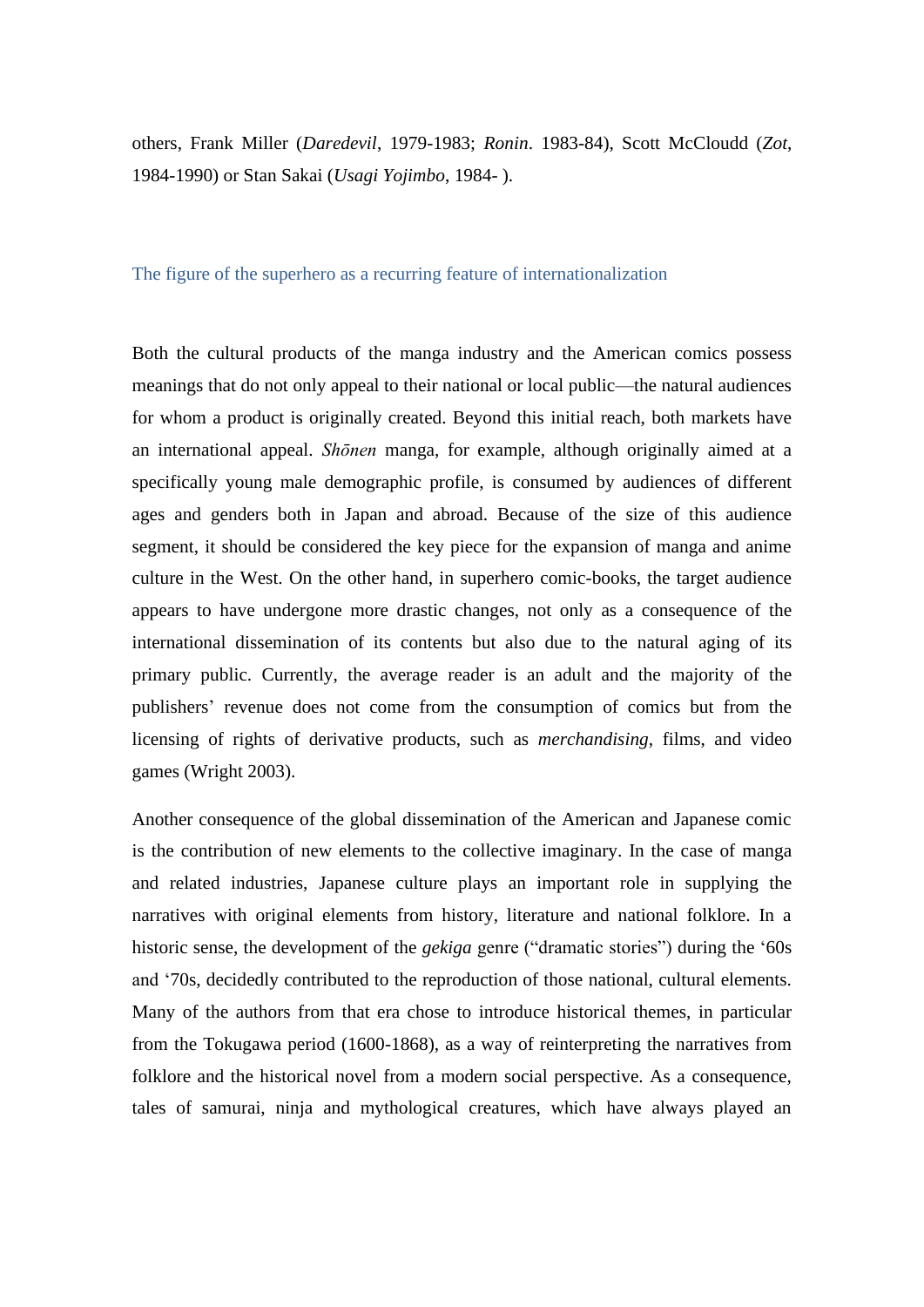others, Frank Miller (*Daredevil*, 1979-1983; *Ronin*. 1983-84), Scott McCloudd (*Zot*, 1984-1990) or Stan Sakai (*Usagi Yojimbo*, 1984- ).

## The figure of the superhero as a recurring feature of internationalization

Both the cultural products of the manga industry and the American comics possess meanings that do not only appeal to their national or local public—the natural audiences for whom a product is originally created. Beyond this initial reach, both markets have an international appeal. *Shōnen* manga, for example, although originally aimed at a specifically young male demographic profile, is consumed by audiences of different ages and genders both in Japan and abroad. Because of the size of this audience segment, it should be considered the key piece for the expansion of manga and anime culture in the West. On the other hand, in superhero comic-books, the target audience appears to have undergone more drastic changes, not only as a consequence of the international dissemination of its contents but also due to the natural aging of its primary public. Currently, the average reader is an adult and the majority of the publishers' revenue does not come from the consumption of comics but from the licensing of rights of derivative products, such as *merchandising*, films, and video games (Wright 2003).

Another consequence of the global dissemination of the American and Japanese comic is the contribution of new elements to the collective imaginary. In the case of manga and related industries, Japanese culture plays an important role in supplying the narratives with original elements from history, literature and national folklore. In a historic sense, the development of the *gekiga* genre ("dramatic stories") during the '60s and '70s, decidedly contributed to the reproduction of those national, cultural elements. Many of the authors from that era chose to introduce historical themes, in particular from the Tokugawa period (1600-1868), as a way of reinterpreting the narratives from folklore and the historical novel from a modern social perspective. As a consequence, tales of samurai, ninja and mythological creatures, which have always played an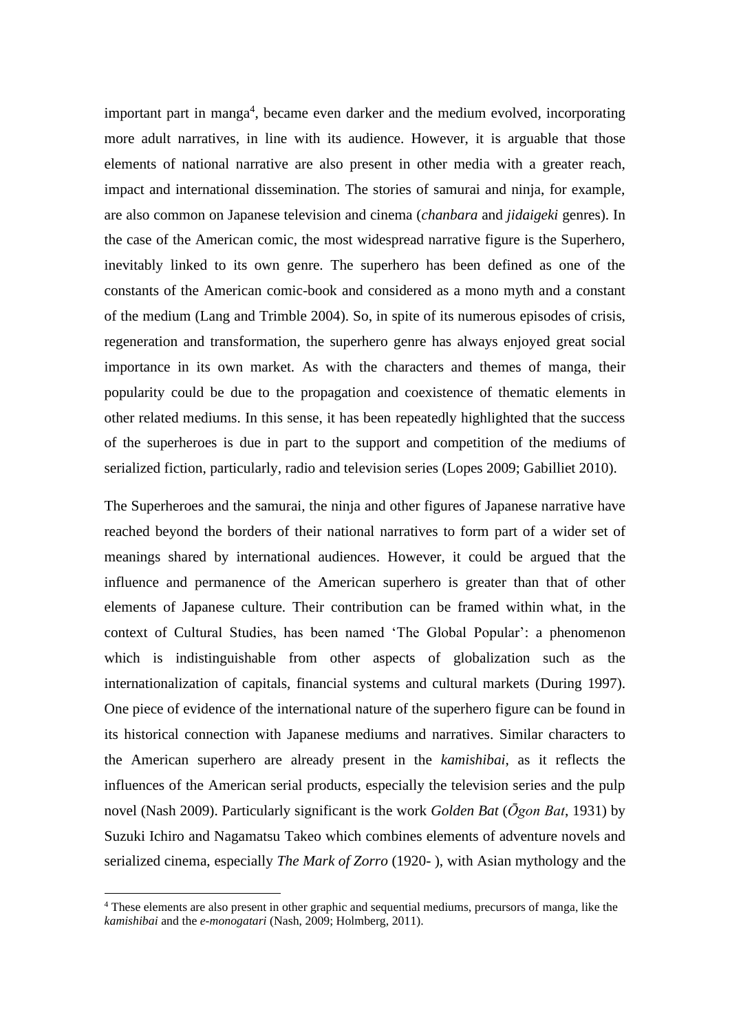important part in manga[4], became even darker and the medium evolved, incorporating more adult narratives, in line with its audience. However, it is arguable that those elements of national narrative are also present in other media with a greater reach, impact and international dissemination. The stories of samurai and ninja, for example, are also common on Japanese television and cinema (*chanbara* and *jidaigeki* genres). In the case of the American comic, the most widespread narrative figure is the Superhero, inevitably linked to its own genre. The superhero has been defined as one of the constants of the American comic-book and considered as a mono myth and a constant of the medium (Lang and Trimble 2004). So, in spite of its numerous episodes of crisis, regeneration and transformation, the superhero genre has always enjoyed great social importance in its own market. As with the characters and themes of manga, their popularity could be due to the propagation and coexistence of thematic elements in other related mediums. In this sense, it has been repeatedly highlighted that the success of the superheroes is due in part to the support and competition of the mediums of serialized fiction, particularly, radio and television series (Lopes 2009; Gabilliet 2010).

The Superheroes and the samurai, the ninja and other figures of Japanese narrative have reached beyond the borders of their national narratives to form part of a wider set of meanings shared by international audiences. However, it could be argued that the influence and permanence of the American superhero is greater than that of other elements of Japanese culture. Their contribution can be framed within what, in the context of Cultural Studies, has been named 'The Global Popular': a phenomenon which is indistinguishable from other aspects of globalization such as the internationalization of capitals, financial systems and cultural markets (During 1997). One piece of evidence of the international nature of the superhero figure can be found in its historical connection with Japanese mediums and narratives. Similar characters to the American superhero are already present in the *kamishibai*, as it reflects the influences of the American serial products, especially the television series and the pulp novel (Nash 2009). Particularly significant is the work *Golden Bat* (*Ōgon Bat*, 1931) by Suzuki Ichiro and Nagamatsu Takeo which combines elements of adventure novels and serialized cinema, especially *The Mark of Zorro* (1920- ), with Asian mythology and the

[4] These elements are also present in other graphic and sequential mediums, precursors of manga, like the *kamishibai* and the *e-monogatari* (Nash, 2009; Holmberg, 2011).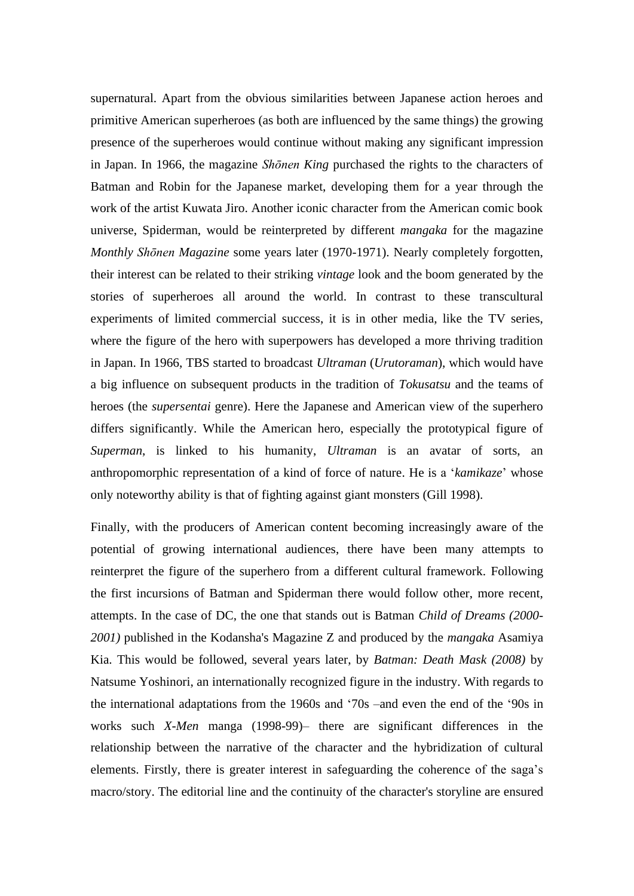supernatural. Apart from the obvious similarities between Japanese action heroes and primitive American superheroes (as both are influenced by the same things) the growing presence of the superheroes would continue without making any significant impression in Japan. In 1966, the magazine *Shōnen King* purchased the rights to the characters of Batman and Robin for the Japanese market, developing them for a year through the work of the artist Kuwata Jiro. Another iconic character from the American comic book universe, Spiderman, would be reinterpreted by different *mangaka* for the magazine *Monthly Shōnen Magazine* some years later (1970-1971). Nearly completely forgotten, their interest can be related to their striking *vintage* look and the boom generated by the stories of superheroes all around the world. In contrast to these transcultural experiments of limited commercial success, it is in other media, like the TV series, where the figure of the hero with superpowers has developed a more thriving tradition in Japan. In 1966, TBS started to broadcast *Ultraman* (*Urutoraman*), which would have a big influence on subsequent products in the tradition of ***Tokusatsu*** and the teams of heroes (the *supersentai* genre). Here the Japanese and American view of the superhero differs significantly. While the American hero, especially the prototypical figure of *Superman*, is linked to his humanity, *Ultraman* is an avatar of sorts, an anthropomorphic representation of a kind of force of nature. He is a '*kamikaze*' whose only noteworthy ability is that of fighting against giant monsters (Gill 1998).

Finally, with the producers of American content becoming increasingly aware of the potential of growing international audiences, there have been many attempts to reinterpret the figure of the superhero from a different cultural framework. Following the first incursions of Batman and Spiderman there would follow other, more recent, attempts. In the case of DC, the one that stands out is Batman *Child of Dreams (2000-2001)* published in the Kodansha's Magazine Z and produced by the *mangaka* Asamiya Kia. This would be followed, several years later, by *Batman: Death Mask (2008)* by Natsume Yoshinori, an internationally recognized figure in the industry. With regards to the international adaptations from the 1960s and '70s –and even the end of the '90s in works such *X-Men* manga (1998-99)– there are significant differences in the relationship between the narrative of the character and the hybridization of cultural elements. Firstly, there is greater interest in safeguarding the coherence of the saga's macro/story. The editorial line and the continuity of the character's storyline are ensured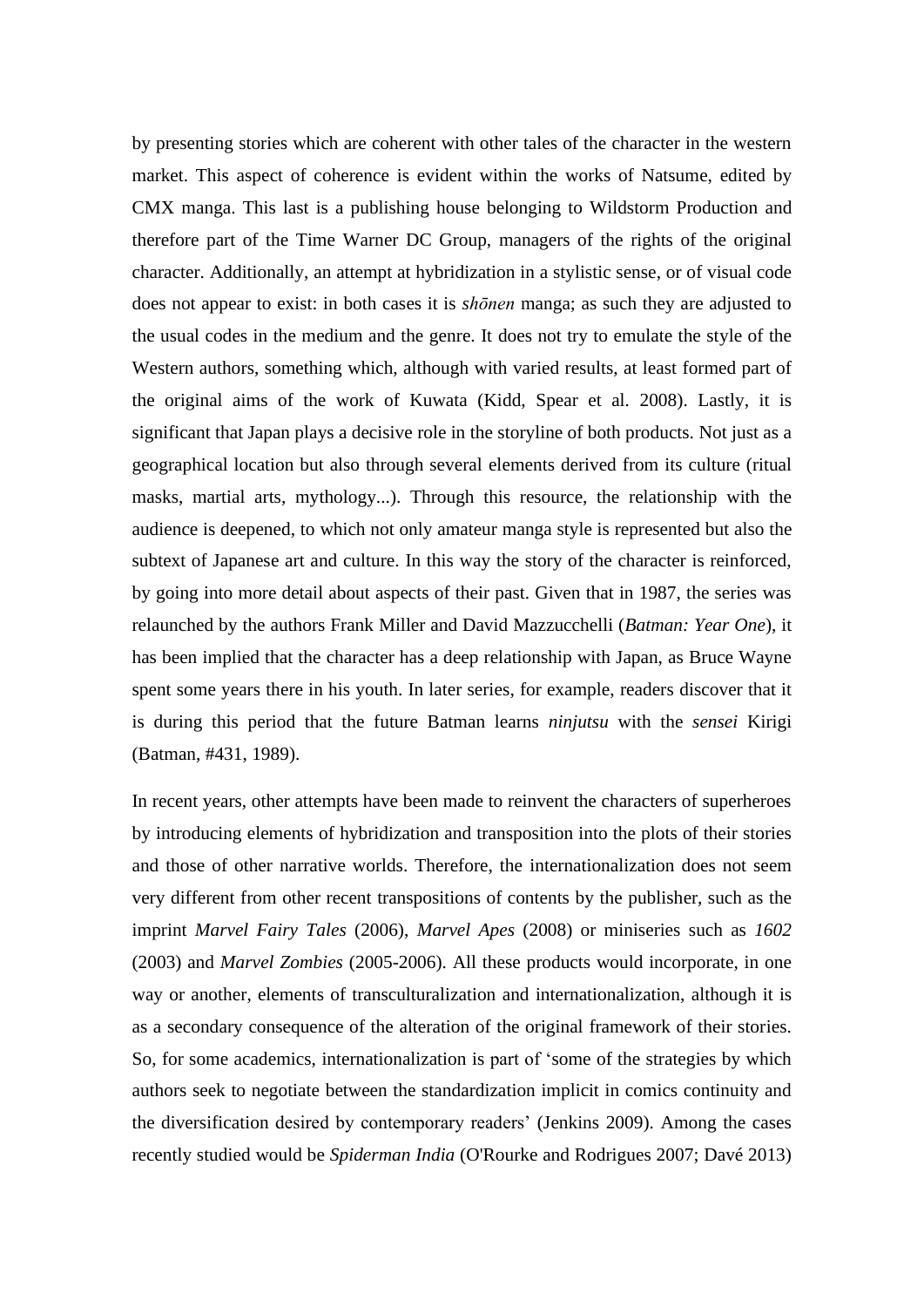by presenting stories which are coherent with other tales of the character in the western market. This aspect of coherence is evident within the works of Natsume, edited by CMX manga. This last is a publishing house belonging to Wildstorm Production and therefore part of the Time Warner DC Group, managers of the rights of the original character. Additionally, an attempt at hybridization in a stylistic sense, or of visual code does not appear to exist: in both cases it is *shōnen* manga; as such they are adjusted to the usual codes in the medium and the genre. It does not try to emulate the style of the Western authors, something which, although with varied results, at least formed part of the original aims of the work of Kuwata (Kidd, Spear et al. 2008). Lastly, it is significant that Japan plays a decisive role in the storyline of both products. Not just as a geographical location but also through several elements derived from its culture (ritual masks, martial arts, mythology...). Through this resource, the relationship with the audience is deepened, to which not only amateur manga style is represented but also the subtext of Japanese art and culture. In this way the story of the character is reinforced, by going into more detail about aspects of their past. Given that in 1987, the series was relaunched by the authors Frank Miller and David Mazzucchelli (*Batman: Year One*), it has been implied that the character has a deep relationship with Japan, as Bruce Wayne spent some years there in his youth. In later series, for example, readers discover that it is during this period that the future Batman learns *ninjutsu* with the *sensei* Kirigi (Batman, #431, 1989).

In recent years, other attempts have been made to reinvent the characters of superheroes by introducing elements of hybridization and transposition into the plots of their stories and those of other narrative worlds. Therefore, the internationalization does not seem very different from other recent transpositions of contents by the publisher, such as the imprint *Marvel Fairy Tales* (2006), *Marvel Apes* (2008) or miniseries such as *1602* (2003) and *Marvel Zombies* (2005-2006). All these products would incorporate, in one way or another, elements of transculturalization and internationalization, although it is as a secondary consequence of the alteration of the original framework of their stories. So, for some academics, internationalization is part of 'some of the strategies by which authors seek to negotiate between the standardization implicit in comics continuity and the diversification desired by contemporary readers' (Jenkins 2009). Among the cases recently studied would be *Spiderman India* (O'Rourke and Rodrigues 2007; Davé 2013)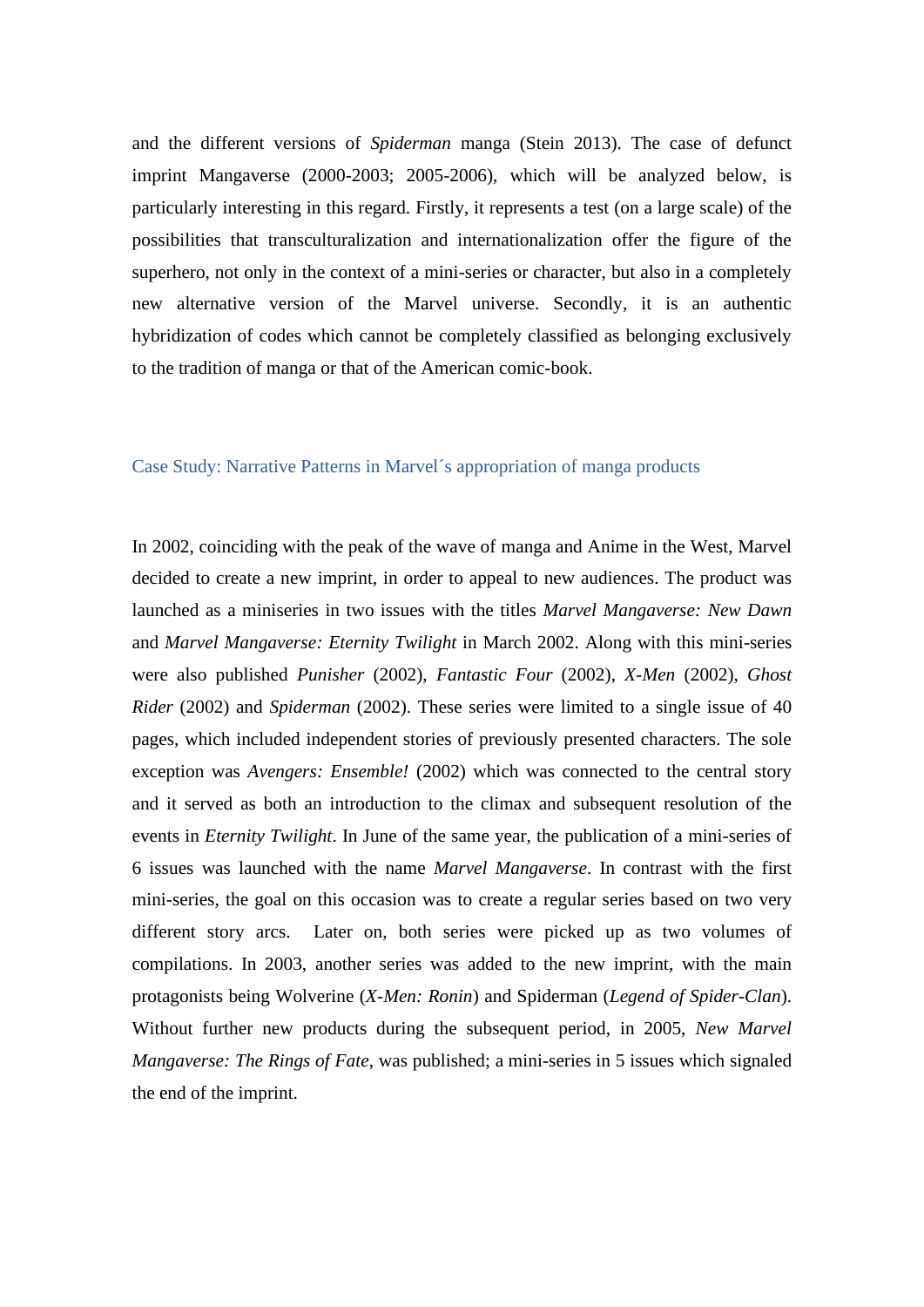and the different versions of *Spiderman* manga (Stein 2013). The case of defunct imprint Mangaverse (2000-2003; 2005-2006), which will be analyzed below, is particularly interesting in this regard. Firstly, it represents a test (on a large scale) of the possibilities that transculturalization and internationalization offer the figure of the superhero, not only in the context of a mini-series or character, but also in a completely new alternative version of the Marvel universe. Secondly, it is an authentic hybridization of codes which cannot be completely classified as belonging exclusively to the tradition of manga or that of the American comic-book.

## Case Study: Narrative Patterns in Marvel´s appropriation of manga products

In 2002, coinciding with the peak of the wave of manga and Anime in the West, Marvel decided to create a new imprint, in order to appeal to new audiences. The product was launched as a miniseries in two issues with the titles *Marvel Mangaverse: New Dawn* and *Marvel Mangaverse: Eternity Twilight* in March 2002. Along with this mini-series were also published *Punisher* (2002), *Fantastic Four* (2002), *X-Men* (2002), *Ghost Rider* (2002) and *Spiderman* (2002). These series were limited to a single issue of 40 pages, which included independent stories of previously presented characters. The sole exception was *Avengers: Ensemble!* (2002) which was connected to the central story and it served as both an introduction to the climax and subsequent resolution of the events in *Eternity Twilight*. In June of the same year, the publication of a mini-series of 6 issues was launched with the name *Marvel Mangaverse*. In contrast with the first mini-series, the goal on this occasion was to create a regular series based on two very different story arcs. Later on, both series were picked up as two volumes of compilations. In 2003, another series was added to the new imprint, with the main protagonists being Wolverine (*X-Men: Ronin*) and Spiderman (*Legend of Spider-Clan*). Without further new products during the subsequent period, in 2005, *New Marvel Mangaverse: The Rings of Fate*, was published; a mini-series in 5 issues which signaled the end of the imprint.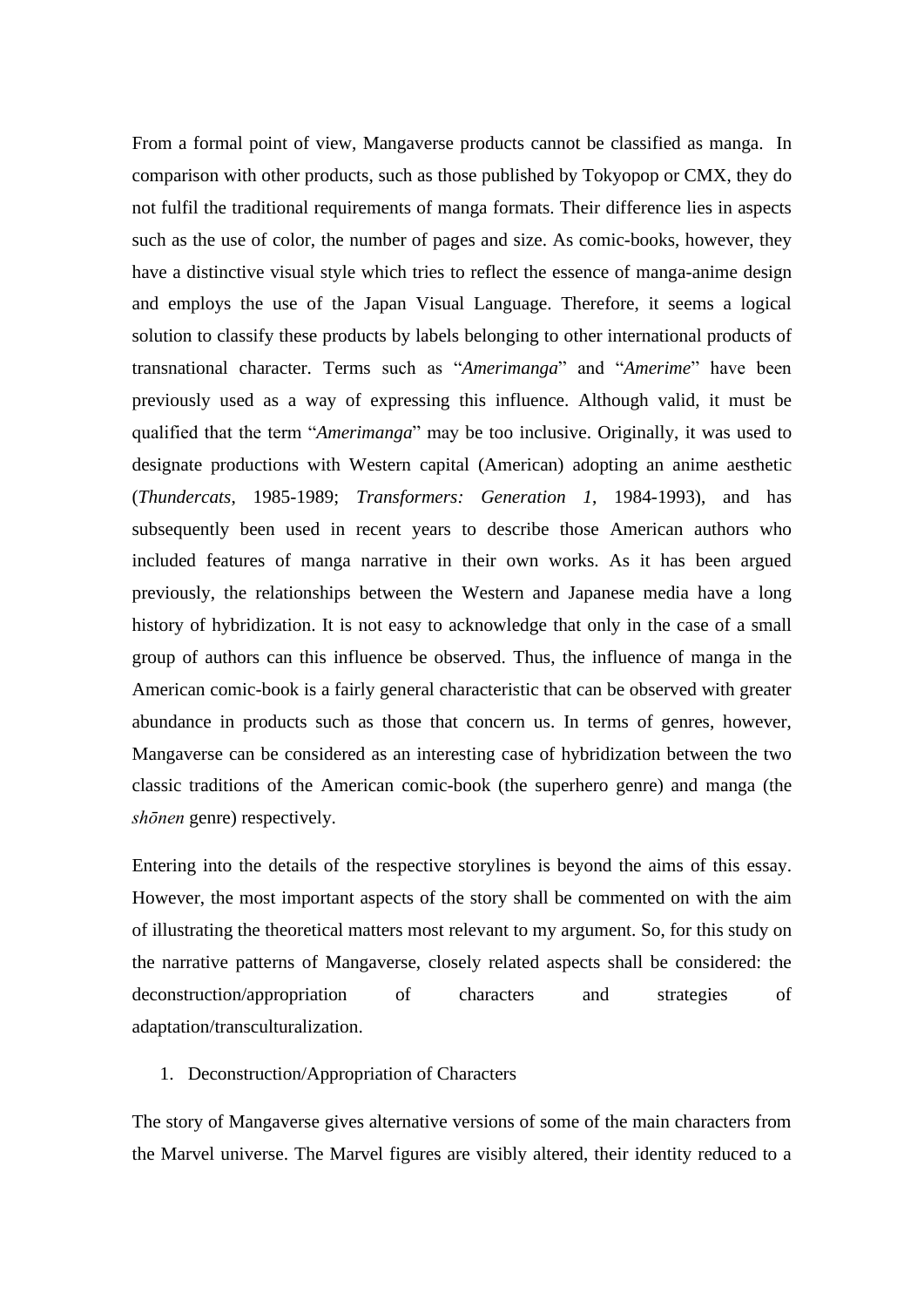From a formal point of view, Mangaverse products cannot be classified as manga. In comparison with other products, such as those published by Tokyopop or CMX, they do not fulfil the traditional requirements of manga formats. Their difference lies in aspects such as the use of color, the number of pages and size. As comic-books, however, they have a distinctive visual style which tries to reflect the essence of manga-anime design and employs the use of the Japan Visual Language. Therefore, it seems a logical solution to classify these products by labels belonging to other international products of transnational character. Terms such as "*Amerimanga*" and "*Amerime*" have been previously used as a way of expressing this influence. Although valid, it must be qualified that the term "*Amerimanga*" may be too inclusive. Originally, it was used to designate productions with Western capital (American) adopting an anime aesthetic (*Thundercats*, 1985-1989; *Transformers: Generation 1*, 1984-1993), and has subsequently been used in recent years to describe those American authors who included features of manga narrative in their own works. As it has been argued previously, the relationships between the Western and Japanese media have a long history of hybridization. It is not easy to acknowledge that only in the case of a small group of authors can this influence be observed. Thus, the influence of manga in the American comic-book is a fairly general characteristic that can be observed with greater abundance in products such as those that concern us. In terms of genres, however, Mangaverse can be considered as an interesting case of hybridization between the two classic traditions of the American comic-book (the superhero genre) and manga (the *shōnen* genre) respectively.

Entering into the details of the respective storylines is beyond the aims of this essay. However, the most important aspects of the story shall be commented on with the aim of illustrating the theoretical matters most relevant to my argument. So, for this study on the narrative patterns of Mangaverse, closely related aspects shall be considered: the deconstruction/appropriation of characters and strategies of adaptation/transculturalization.

1. Deconstruction/Appropriation of Characters

The story of Mangaverse gives alternative versions of some of the main characters from the Marvel universe. The Marvel figures are visibly altered, their identity reduced to a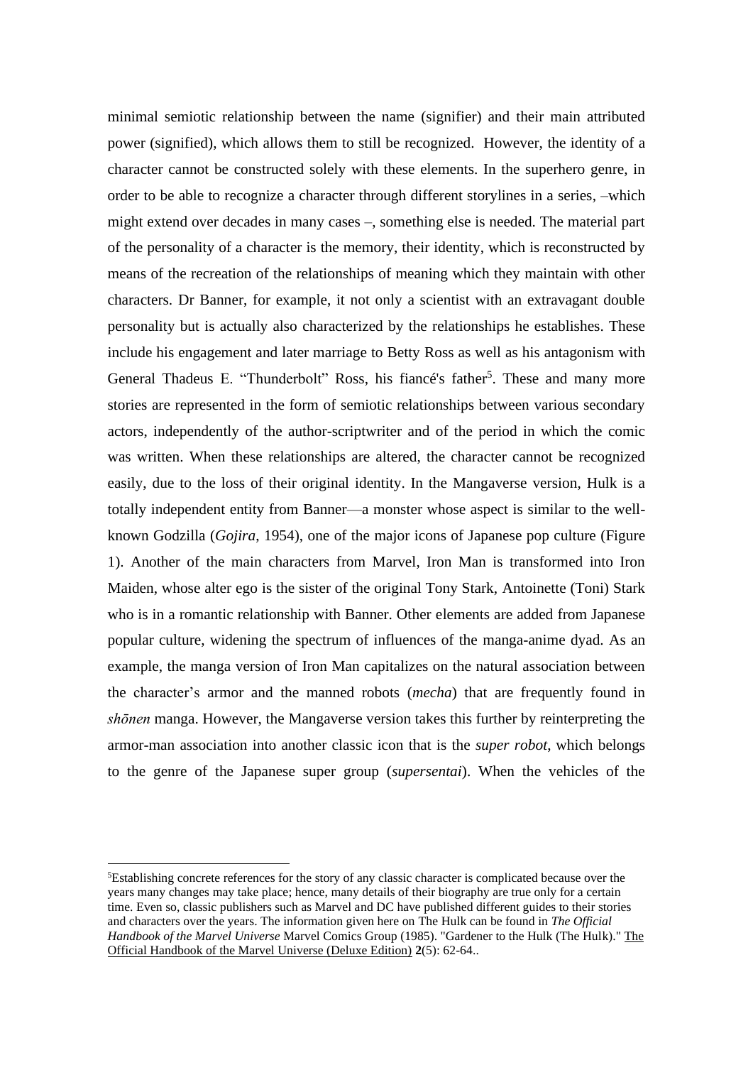minimal semiotic relationship between the name (signifier) and their main attributed power (signified), which allows them to still be recognized. However, the identity of a character cannot be constructed solely with these elements. In the superhero genre, in order to be able to recognize a character through different storylines in a series, –which might extend over decades in many cases –, something else is needed. The material part of the personality of a character is the memory, their identity, which is reconstructed by means of the recreation of the relationships of meaning which they maintain with other characters. Dr Banner, for example, it not only a scientist with an extravagant double personality but is actually also characterized by the relationships he establishes. These include his engagement and later marriage to Betty Ross as well as his antagonism with General Thadeus E. "Thunderbolt" Ross, his fiancé's father[5]. These and many more stories are represented in the form of semiotic relationships between various secondary actors, independently of the author-scriptwriter and of the period in which the comic was written. When these relationships are altered, the character cannot be recognized easily, due to the loss of their original identity. In the Mangaverse version, Hulk is a totally independent entity from Banner—a monster whose aspect is similar to the well-known Godzilla (*Gojira*, 1954), one of the major icons of Japanese pop culture (Figure 1). Another of the main characters from Marvel, Iron Man is transformed into Iron Maiden, whose alter ego is the sister of the original Tony Stark, Antoinette (Toni) Stark who is in a romantic relationship with Banner. Other elements are added from Japanese popular culture, widening the spectrum of influences of the manga-anime dyad. As an example, the manga version of Iron Man capitalizes on the natural association between the character's armor and the manned robots (*mecha*) that are frequently found in *shōnen* manga. However, the Mangaverse version takes this further by reinterpreting the armor-man association into another classic icon that is the *super robot*, which belongs to the genre of the Japanese super group (*supersentai*). When the vehicles of the

[5]Establishing concrete references for the story of any classic character is complicated because over the years many changes may take place; hence, many details of their biography are true only for a certain time. Even so, classic publishers such as Marvel and DC have published different guides to their stories and characters over the years. The information given here on The Hulk can be found in *The Official Handbook of the Marvel Universe* Marvel Comics Group (1985). "Gardener to the Hulk (The Hulk)." The Official Handbook of the Marvel Universe (Deluxe Edition) **2**(5): 62-64..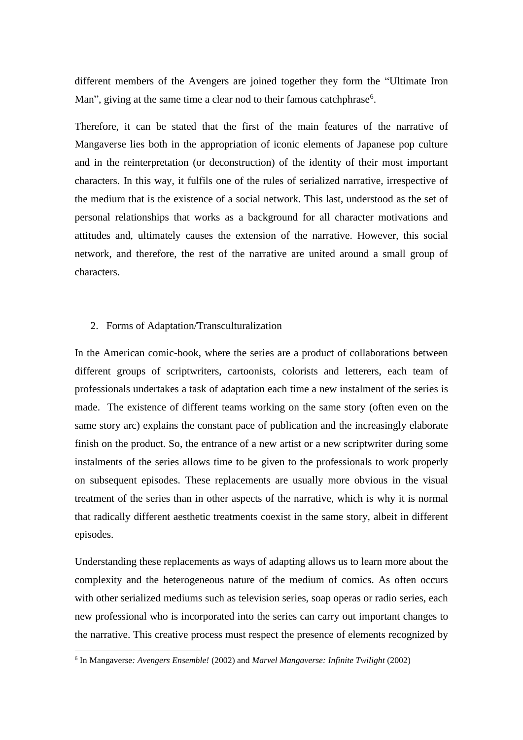different members of the Avengers are joined together they form the "Ultimate Iron Man", giving at the same time a clear nod to their famous catchphrase[6].

Therefore, it can be stated that the first of the main features of the narrative of Mangaverse lies both in the appropriation of iconic elements of Japanese pop culture and in the reinterpretation (or deconstruction) of the identity of their most important characters. In this way, it fulfils one of the rules of serialized narrative, irrespective of the medium that is the existence of a social network. This last, understood as the set of personal relationships that works as a background for all character motivations and attitudes and, ultimately causes the extension of the narrative. However, this social network, and therefore, the rest of the narrative are united around a small group of characters.

## 2. Forms of Adaptation/Transculturalization

In the American comic-book, where the series are a product of collaborations between different groups of scriptwriters, cartoonists, colorists and letterers, each team of professionals undertakes a task of adaptation each time a new instalment of the series is made. The existence of different teams working on the same story (often even on the same story arc) explains the constant pace of publication and the increasingly elaborate finish on the product. So, the entrance of a new artist or a new scriptwriter during some instalments of the series allows time to be given to the professionals to work properly on subsequent episodes. These replacements are usually more obvious in the visual treatment of the series than in other aspects of the narrative, which is why it is normal that radically different aesthetic treatments coexist in the same story, albeit in different episodes.

Understanding these replacements as ways of adapting allows us to learn more about the complexity and the heterogeneous nature of the medium of comics. As often occurs with other serialized mediums such as television series, soap operas or radio series, each new professional who is incorporated into the series can carry out important changes to the narrative. This creative process must respect the presence of elements recognized by

---

[6] In Mangaverse*: Avengers Ensemble!* (2002) and *Marvel Mangaverse: Infinite Twilight* (2002)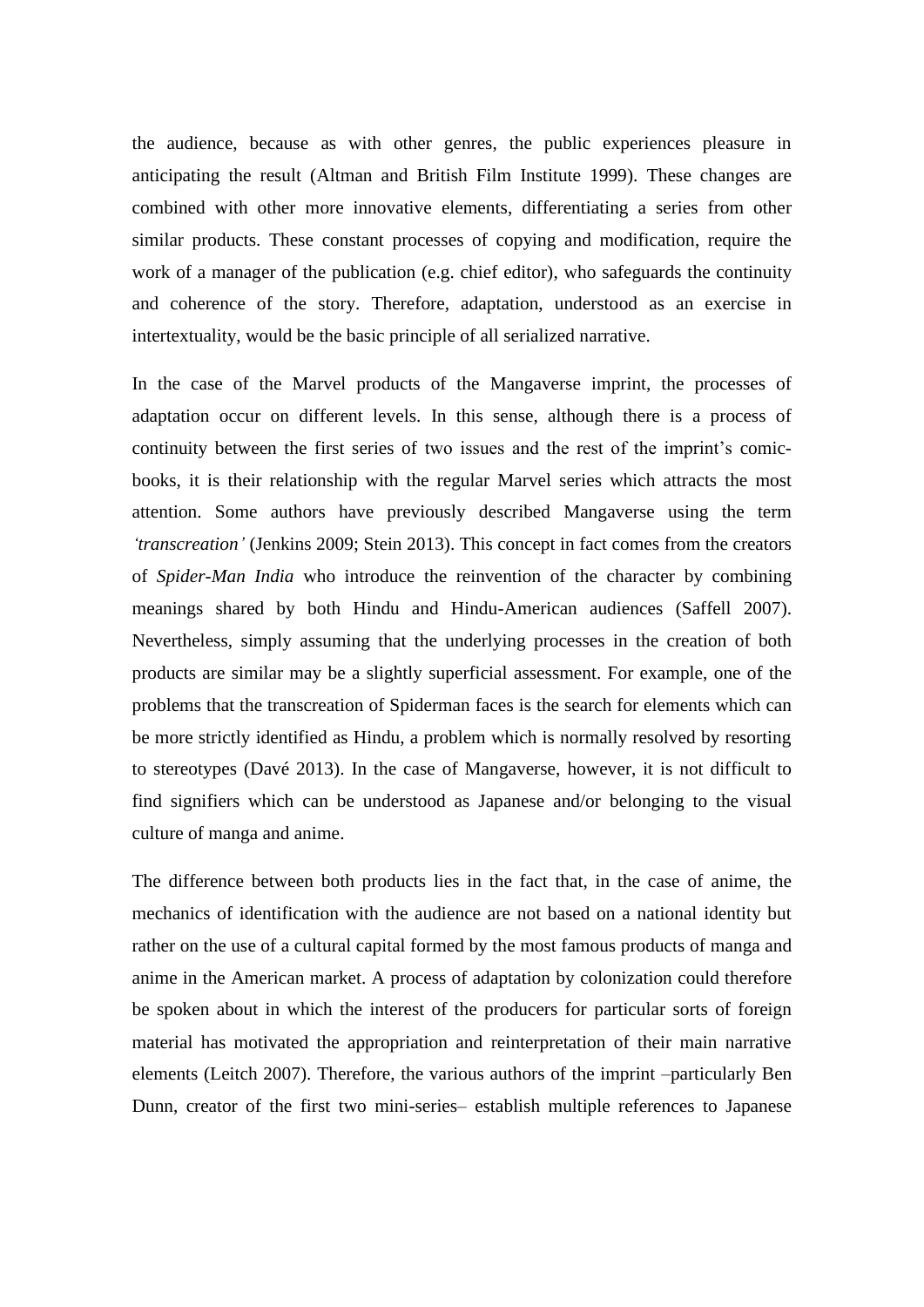the audience, because as with other genres, the public experiences pleasure in anticipating the result (Altman and British Film Institute 1999). These changes are combined with other more innovative elements, differentiating a series from other similar products. These constant processes of copying and modification, require the work of a manager of the publication (e.g. chief editor), who safeguards the continuity and coherence of the story. Therefore, adaptation, understood as an exercise in intertextuality, would be the basic principle of all serialized narrative.

In the case of the Marvel products of the Mangaverse imprint, the processes of adaptation occur on different levels. In this sense, although there is a process of continuity between the first series of two issues and the rest of the imprint's comic-books, it is their relationship with the regular Marvel series which attracts the most attention. Some authors have previously described Mangaverse using the term *'transcreation'* (Jenkins 2009; Stein 2013). This concept in fact comes from the creators of *Spider-Man India* who introduce the reinvention of the character by combining meanings shared by both Hindu and Hindu-American audiences (Saffell 2007). Nevertheless, simply assuming that the underlying processes in the creation of both products are similar may be a slightly superficial assessment. For example, one of the problems that the transcreation of Spiderman faces is the search for elements which can be more strictly identified as Hindu, a problem which is normally resolved by resorting to stereotypes (Davé 2013). In the case of Mangaverse, however, it is not difficult to find signifiers which can be understood as Japanese and/or belonging to the visual culture of manga and anime.

The difference between both products lies in the fact that, in the case of anime, the mechanics of identification with the audience are not based on a national identity but rather on the use of a cultural capital formed by the most famous products of manga and anime in the American market. A process of adaptation by colonization could therefore be spoken about in which the interest of the producers for particular sorts of foreign material has motivated the appropriation and reinterpretation of their main narrative elements (Leitch 2007). Therefore, the various authors of the imprint –particularly Ben Dunn, creator of the first two mini-series– establish multiple references to Japanese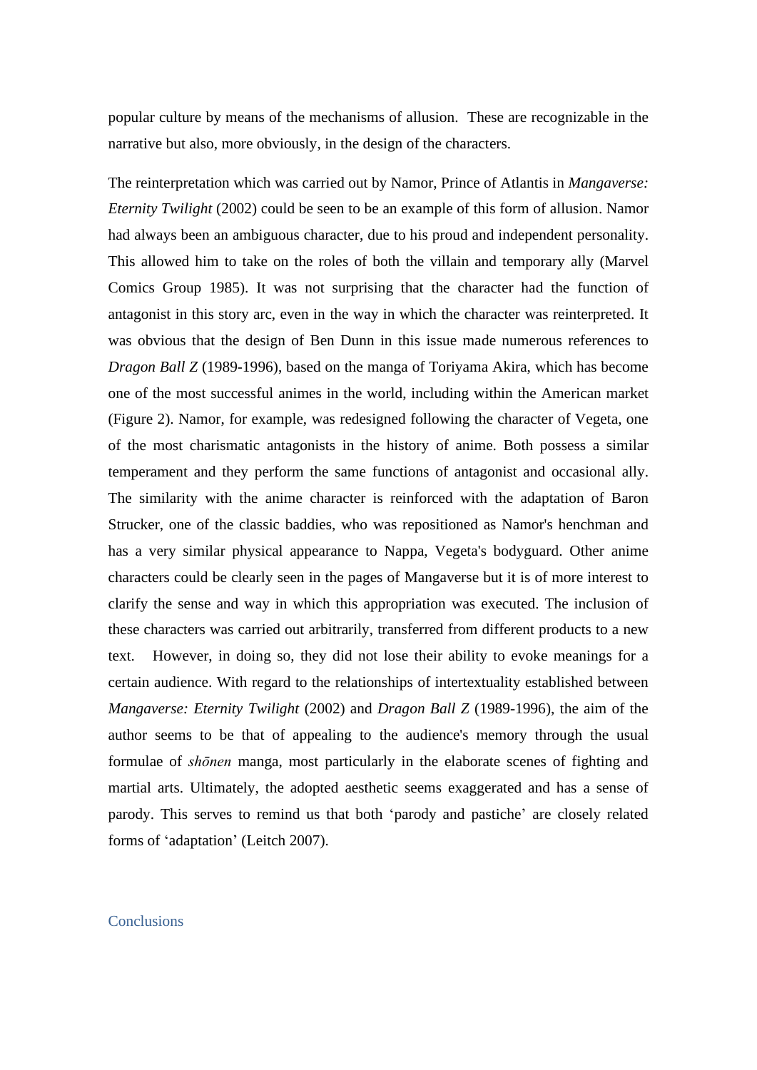popular culture by means of the mechanisms of allusion. These are recognizable in the narrative but also, more obviously, in the design of the characters.

The reinterpretation which was carried out by Namor, Prince of Atlantis in *Mangaverse: Eternity Twilight* (2002) could be seen to be an example of this form of allusion. Namor had always been an ambiguous character, due to his proud and independent personality. This allowed him to take on the roles of both the villain and temporary ally (Marvel Comics Group 1985). It was not surprising that the character had the function of antagonist in this story arc, even in the way in which the character was reinterpreted. It was obvious that the design of Ben Dunn in this issue made numerous references to *Dragon Ball Z* (1989-1996), based on the manga of Toriyama Akira, which has become one of the most successful animes in the world, including within the American market (Figure 2). Namor, for example, was redesigned following the character of Vegeta, one of the most charismatic antagonists in the history of anime. Both possess a similar temperament and they perform the same functions of antagonist and occasional ally. The similarity with the anime character is reinforced with the adaptation of Baron Strucker, one of the classic baddies, who was repositioned as Namor's henchman and has a very similar physical appearance to Nappa, Vegeta's bodyguard. Other anime characters could be clearly seen in the pages of Mangaverse but it is of more interest to clarify the sense and way in which this appropriation was executed. The inclusion of these characters was carried out arbitrarily, transferred from different products to a new text. However, in doing so, they did not lose their ability to evoke meanings for a certain audience. With regard to the relationships of intertextuality established between *Mangaverse: Eternity Twilight* (2002) and *Dragon Ball Z* (1989-1996), the aim of the author seems to be that of appealing to the audience's memory through the usual formulae of *shōnen* manga, most particularly in the elaborate scenes of fighting and martial arts. Ultimately, the adopted aesthetic seems exaggerated and has a sense of parody. This serves to remind us that both 'parody and pastiche' are closely related forms of 'adaptation' (Leitch 2007).

## Conclusions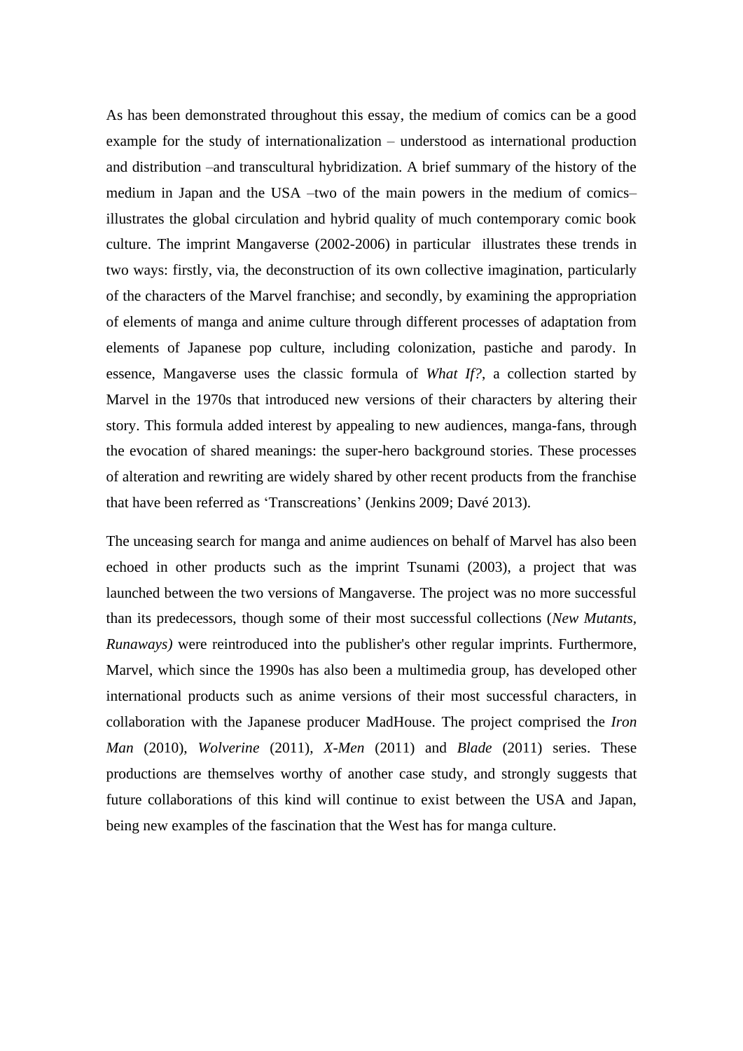As has been demonstrated throughout this essay, the medium of comics can be a good example for the study of internationalization – understood as international production and distribution –and transcultural hybridization. A brief summary of the history of the medium in Japan and the USA –two of the main powers in the medium of comics– illustrates the global circulation and hybrid quality of much contemporary comic book culture. The imprint Mangaverse (2002-2006) in particular illustrates these trends in two ways: firstly, via, the deconstruction of its own collective imagination, particularly of the characters of the Marvel franchise; and secondly, by examining the appropriation of elements of manga and anime culture through different processes of adaptation from elements of Japanese pop culture, including colonization, pastiche and parody. In essence, Mangaverse uses the classic formula of *What If?*, a collection started by Marvel in the 1970s that introduced new versions of their characters by altering their story. This formula added interest by appealing to new audiences, manga-fans, through the evocation of shared meanings: the super-hero background stories. These processes of alteration and rewriting are widely shared by other recent products from the franchise that have been referred as 'Transcreations' (Jenkins 2009; Davé 2013).

The unceasing search for manga and anime audiences on behalf of Marvel has also been echoed in other products such as the imprint Tsunami (2003), a project that was launched between the two versions of Mangaverse. The project was no more successful than its predecessors, though some of their most successful collections (*New Mutants, Runaways)* were reintroduced into the publisher's other regular imprints. Furthermore, Marvel, which since the 1990s has also been a multimedia group, has developed other international products such as anime versions of their most successful characters, in collaboration with the Japanese producer MadHouse. The project comprised the *Iron Man* (2010), *Wolverine* (2011), *X-Men* (2011) and *Blade* (2011) series. These productions are themselves worthy of another case study, and strongly suggests that future collaborations of this kind will continue to exist between the USA and Japan, being new examples of the fascination that the West has for manga culture.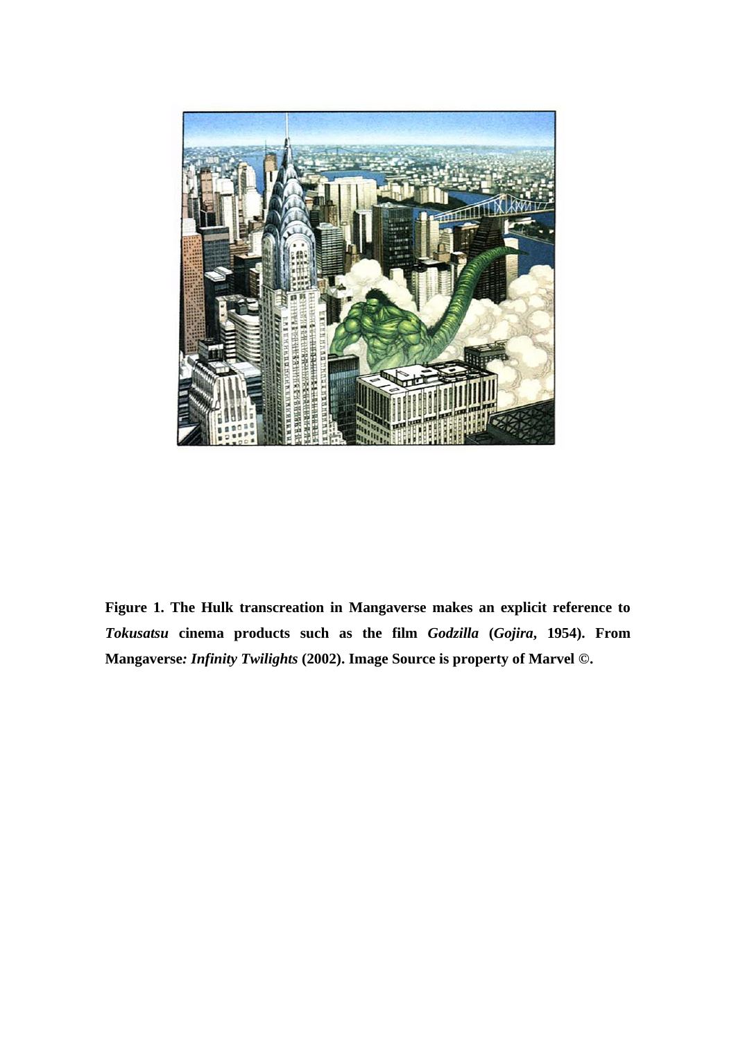**Figure 1. The Hulk transcreation in Mangaverse makes an explicit reference to *Tokusatsu* cinema products such as the film *Godzilla* (*Gojira*, 1954). From Mangaverse*: Infinity Twilights* (2002). Image Source is property of Marvel ©.**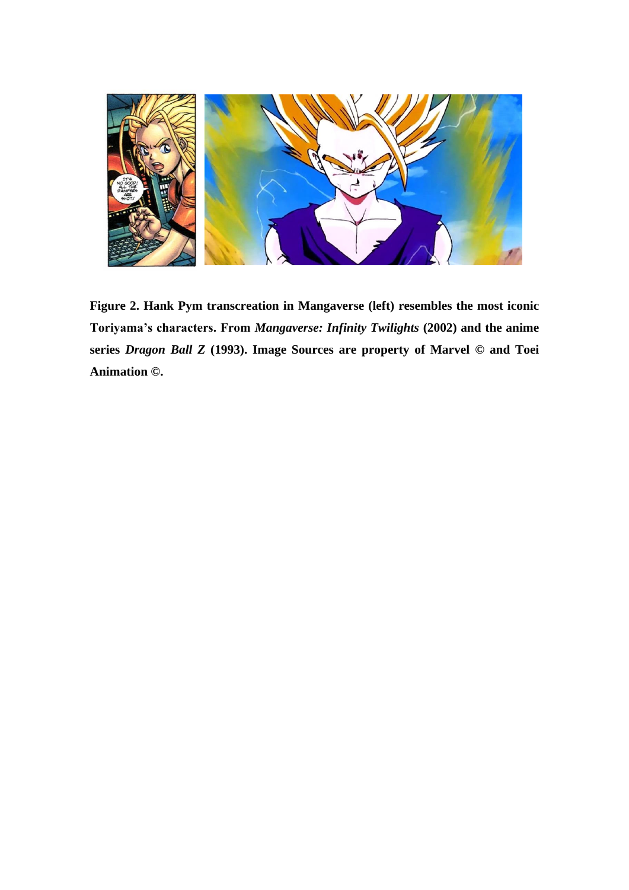**Figure 2. Hank Pym transcreation in Mangaverse (left) resembles the most iconic Toriyama's characters. From *Mangaverse: Infinity Twilights* (2002) and the anime series *Dragon Ball Z* (1993). Image Sources are property of Marvel © and Toei Animation ©.**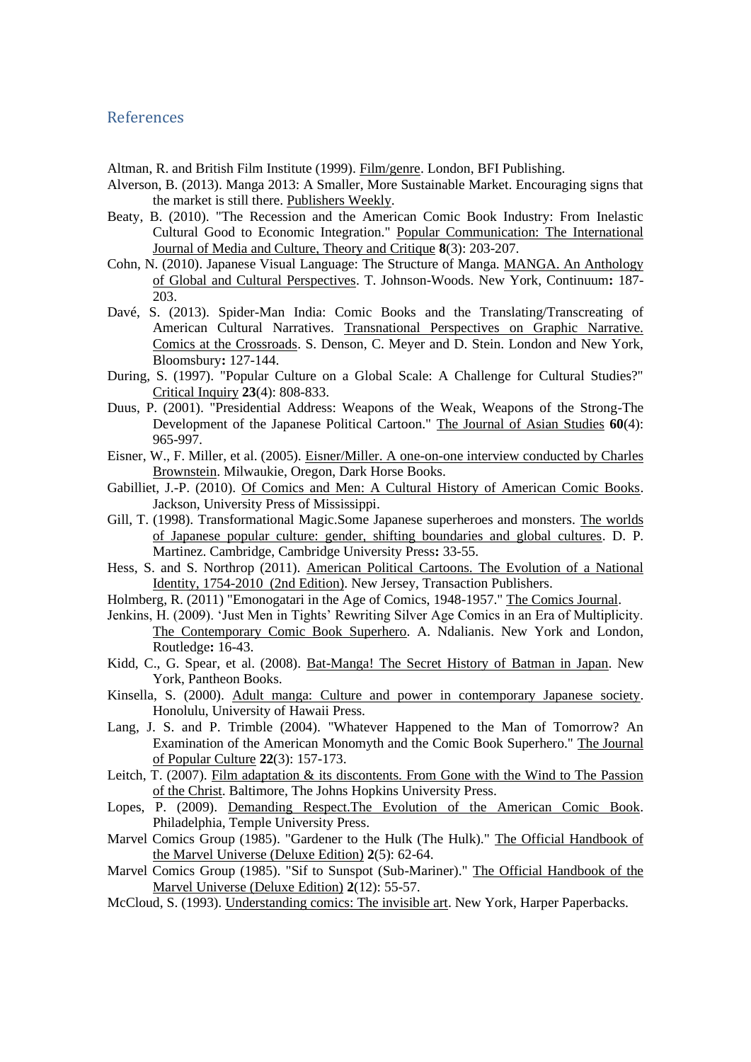## References

Altman, R. and British Film Institute (1999). Film/genre. London, BFI Publishing.

Alverson, B. (2013). Manga 2013: A Smaller, More Sustainable Market. Encouraging signs that the market is still there. Publishers Weekly.

Beaty, B. (2010). "The Recession and the American Comic Book Industry: From Inelastic Cultural Good to Economic Integration." Popular Communication: The International Journal of Media and Culture, Theory and Critique **8**(3): 203-207.

Cohn, N. (2010). Japanese Visual Language: The Structure of Manga. MANGA. An Anthology of Global and Cultural Perspectives. T. Johnson-Woods. New York, Continuum**:** 187-203.

Davé, S. (2013). Spider-Man India: Comic Books and the Translating/Transcreating of American Cultural Narratives. Transnational Perspectives on Graphic Narrative. Comics at the Crossroads. S. Denson, C. Meyer and D. Stein. London and New York, Bloomsbury**:** 127-144.

During, S. (1997). "Popular Culture on a Global Scale: A Challenge for Cultural Studies?" Critical Inquiry **23**(4): 808-833.

Duus, P. (2001). "Presidential Address: Weapons of the Weak, Weapons of the Strong-The Development of the Japanese Political Cartoon." The Journal of Asian Studies **60**(4): 965-997.

Eisner, W., F. Miller, et al. (2005). Eisner/Miller. A one-on-one interview conducted by Charles Brownstein. Milwaukie, Oregon, Dark Horse Books.

Gabilliet, J.-P. (2010). Of Comics and Men: A Cultural History of American Comic Books. Jackson, University Press of Mississippi.

Gill, T. (1998). Transformational Magic.Some Japanese superheroes and monsters. The worlds of Japanese popular culture: gender, shifting boundaries and global cultures. D. P. Martinez. Cambridge, Cambridge University Press**:** 33-55.

Hess, S. and S. Northrop (2011). American Political Cartoons. The Evolution of a National Identity, 1754-2010 (2nd Edition). New Jersey, Transaction Publishers.

Holmberg, R. (2011) "Emonogatari in the Age of Comics, 1948-1957." The Comics Journal.

Jenkins, H. (2009). 'Just Men in Tights' Rewriting Silver Age Comics in an Era of Multiplicity. The Contemporary Comic Book Superhero. A. Ndalianis. New York and London, Routledge**:** 16-43.

Kidd, C., G. Spear, et al. (2008). Bat-Manga! The Secret History of Batman in Japan. New York, Pantheon Books.

Kinsella, S. (2000). Adult manga: Culture and power in contemporary Japanese society. Honolulu, University of Hawaii Press.

Lang, J. S. and P. Trimble (2004). "Whatever Happened to the Man of Tomorrow? An Examination of the American Monomyth and the Comic Book Superhero." The Journal of Popular Culture **22**(3): 157-173.

Leitch, T. (2007). Film adaptation & its discontents. From Gone with the Wind to The Passion of the Christ. Baltimore, The Johns Hopkins University Press.

Lopes, P. (2009). Demanding Respect.The Evolution of the American Comic Book. Philadelphia, Temple University Press.

Marvel Comics Group (1985). "Gardener to the Hulk (The Hulk)." The Official Handbook of the Marvel Universe (Deluxe Edition) **2**(5): 62-64.

Marvel Comics Group (1985). "Sif to Sunspot (Sub-Mariner)." The Official Handbook of the Marvel Universe (Deluxe Edition) **2**(12): 55-57.

McCloud, S. (1993). Understanding comics: The invisible art. New York, Harper Paperbacks.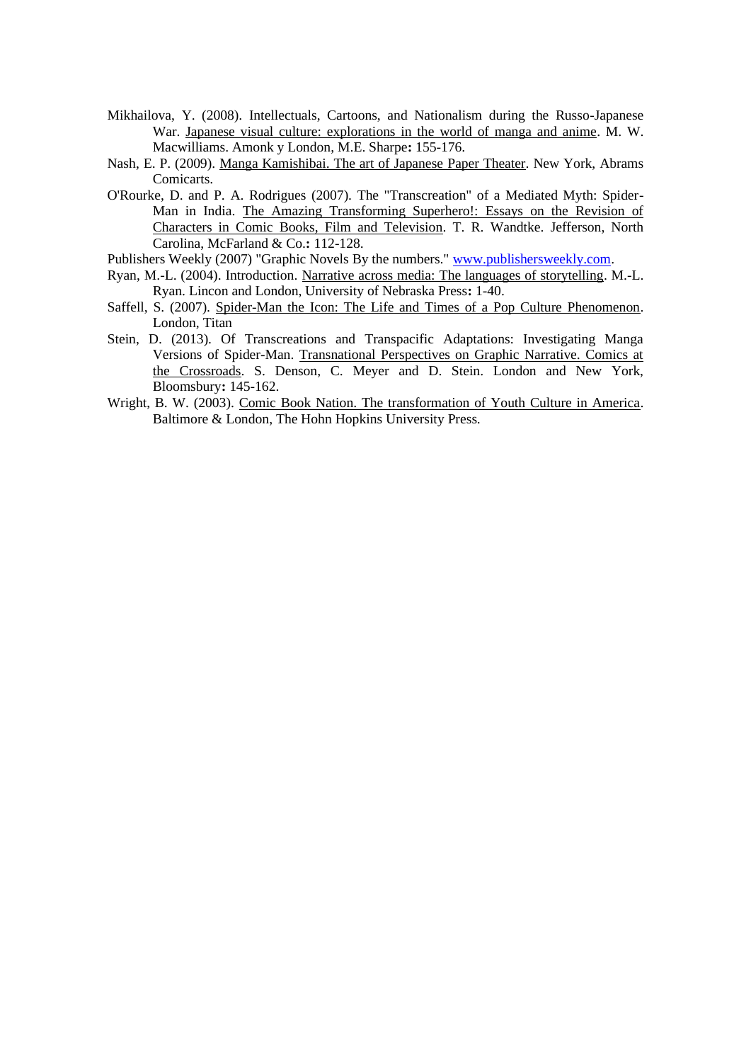Mikhailova, Y. (2008). Intellectuals, Cartoons, and Nationalism during the Russo-Japanese War. Japanese visual culture: explorations in the world of manga and anime. M. W. Macwilliams. Amonk y London, M.E. Sharpe**:** 155-176.

Nash, E. P. (2009). Manga Kamishibai. The art of Japanese Paper Theater. New York, Abrams Comicarts.

O'Rourke, D. and P. A. Rodrigues (2007). The "Transcreation" of a Mediated Myth: Spider-Man in India. The Amazing Transforming Superhero!: Essays on the Revision of Characters in Comic Books, Film and Television. T. R. Wandtke. Jefferson, North Carolina, McFarland & Co.**:** 112-128.

Publishers Weekly (2007) "Graphic Novels By the numbers." www.publishersweekly.com.

Ryan, M.-L. (2004). Introduction. Narrative across media: The languages of storytelling. M.-L. Ryan. Lincon and London, University of Nebraska Press**:** 1-40.

Saffell, S. (2007). Spider-Man the Icon: The Life and Times of a Pop Culture Phenomenon. London, Titan

Stein, D. (2013). Of Transcreations and Transpacific Adaptations: Investigating Manga Versions of Spider-Man. Transnational Perspectives on Graphic Narrative. Comics at the Crossroads. S. Denson, C. Meyer and D. Stein. London and New York, Bloomsbury**:** 145-162.

Wright, B. W. (2003). Comic Book Nation. The transformation of Youth Culture in America. Baltimore & London, The Hohn Hopkins University Press.